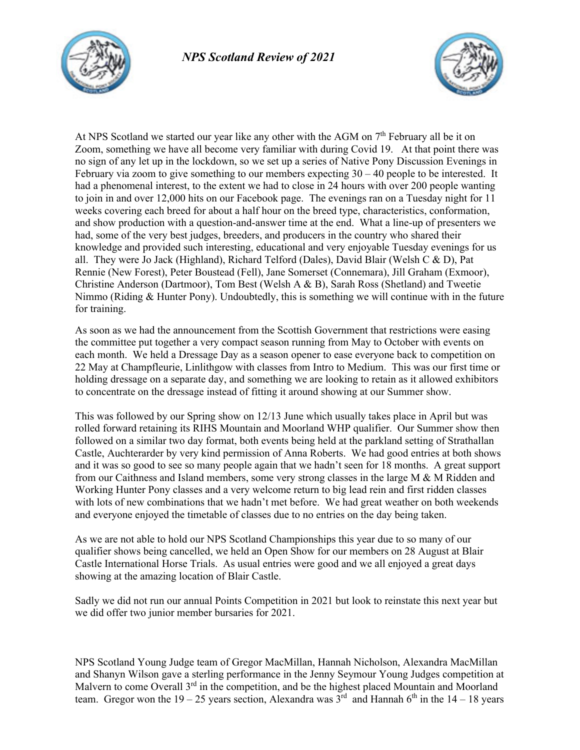# *NPS Scotland Review of 2021*

At NPS Scotland we started our year like any other with the AGM on 7th February all be it on Zoom, something we have all become very familiar with during Covid 19. At that point there was no sign of any let up in the lockdown, so we set up a series of Native Pony Discussion Evenings in February via zoom to give something to our members expecting 30 – 40 people to be interested. It had a phenomenal interest, to the extent we had to close in 24 hours with over 200 people wanting to join in and over 12,000 hits on our Facebook page. The evenings ran on a Tuesday night for 11 weeks covering each breed for about a half hour on the breed type, characteristics, conformation, and show production with a question-and-answer time at the end. What a line-up of presenters we had, some of the very best judges, breeders, and producers in the country who shared their knowledge and provided such interesting, educational and very enjoyable Tuesday evenings for us all. They were Jo Jack (Highland), Richard Telford (Dales), David Blair (Welsh C & D), Pat Rennie (New Forest), Peter Boustead (Fell), Jane Somerset (Connemara), Jill Graham (Exmoor), Christine Anderson (Dartmoor), Tom Best (Welsh A & B), Sarah Ross (Shetland) and Tweetie Nimmo (Riding & Hunter Pony). Undoubtedly, this is something we will continue with in the future for training.

As soon as we had the announcement from the Scottish Government that restrictions were easing the committee put together a very compact season running from May to October with events on each month. We held a Dressage Day as a season opener to ease everyone back to competition on 22 May at Champfleurie, Linlithgow with classes from Intro to Medium. This was our first time or holding dressage on a separate day, and something we are looking to retain as it allowed exhibitors to concentrate on the dressage instead of fitting it around showing at our Summer show.

This was followed by our Spring show on 12/13 June which usually takes place in April but was rolled forward retaining its RIHS Mountain and Moorland WHP qualifier. Our Summer show then followed on a similar two day format, both events being held at the parkland setting of Strathallan Castle, Auchterarder by very kind permission of Anna Roberts. We had good entries at both shows and it was so good to see so many people again that we hadn't seen for 18 months. A great support from our Caithness and Island members, some very strong classes in the large M & M Ridden and Working Hunter Pony classes and a very welcome return to big lead rein and first ridden classes with lots of new combinations that we hadn't met before. We had great weather on both weekends and everyone enjoyed the timetable of classes due to no entries on the day being taken.

As we are not able to hold our NPS Scotland Championships this year due to so many of our qualifier shows being cancelled, we held an Open Show for our members on 28 August at Blair Castle International Horse Trials. As usual entries were good and we all enjoyed a great days showing at the amazing location of Blair Castle.

Sadly we did not run our annual Points Competition in 2021 but look to reinstate this next year but we did offer two junior member bursaries for 2021.

NPS Scotland Young Judge team of Gregor MacMillan, Hannah Nicholson, Alexandra MacMillan and Shanyn Wilson gave a sterling performance in the Jenny Seymour Young Judges competition at Malvern to come Overall 3rd in the competition, and be the highest placed Mountain and Moorland team. Gregor won the 19 – 25 years section, Alexandra was 3rd and Hannah 6th in the 14 – 18 years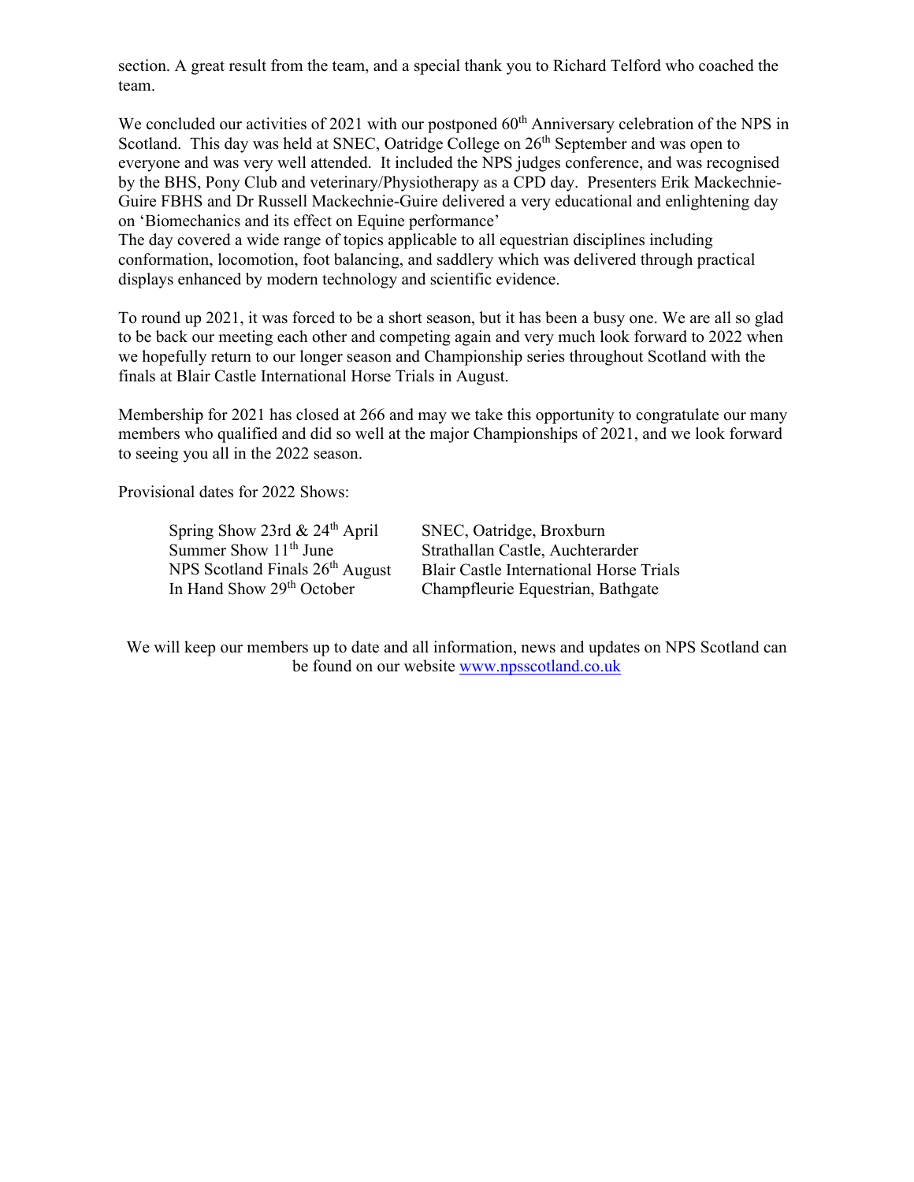section. A great result from the team, and a special thank you to Richard Telford who coached the team.

We concluded our activities of 2021 with our postponed 60th Anniversary celebration of the NPS in Scotland. This day was held at SNEC, Oatridge College on 26th September and was open to everyone and was very well attended. It included the NPS judges conference, and was recognised by the BHS, Pony Club and veterinary/Physiotherapy as a CPD day. Presenters Erik Mackechnie-Guire FBHS and Dr Russell Mackechnie-Guire delivered a very educational and enlightening day on 'Biomechanics and its effect on Equine performance'
The day covered a wide range of topics applicable to all equestrian disciplines including conformation, locomotion, foot balancing, and saddlery which was delivered through practical displays enhanced by modern technology and scientific evidence.

To round up 2021, it was forced to be a short season, but it has been a busy one. We are all so glad to be back our meeting each other and competing again and very much look forward to 2022 when we hopefully return to our longer season and Championship series throughout Scotland with the finals at Blair Castle International Horse Trials in August.

Membership for 2021 has closed at 266 and may we take this opportunity to congratulate our many members who qualified and did so well at the major Championships of 2021, and we look forward to seeing you all in the 2022 season.

Provisional dates for 2022 Shows:

| | |
|---|---|
| Spring Show 23rd & 24th April | SNEC, Oatridge, Broxburn |
| Summer Show 11th June | Strathallan Castle, Auchterarder |
| NPS Scotland Finals 26th August | Blair Castle International Horse Trials |
| In Hand Show 29th October | Champfleurie Equestrian, Bathgate |

We will keep our members up to date and all information, news and updates on NPS Scotland can be found on our website www.npsscotland.co.uk